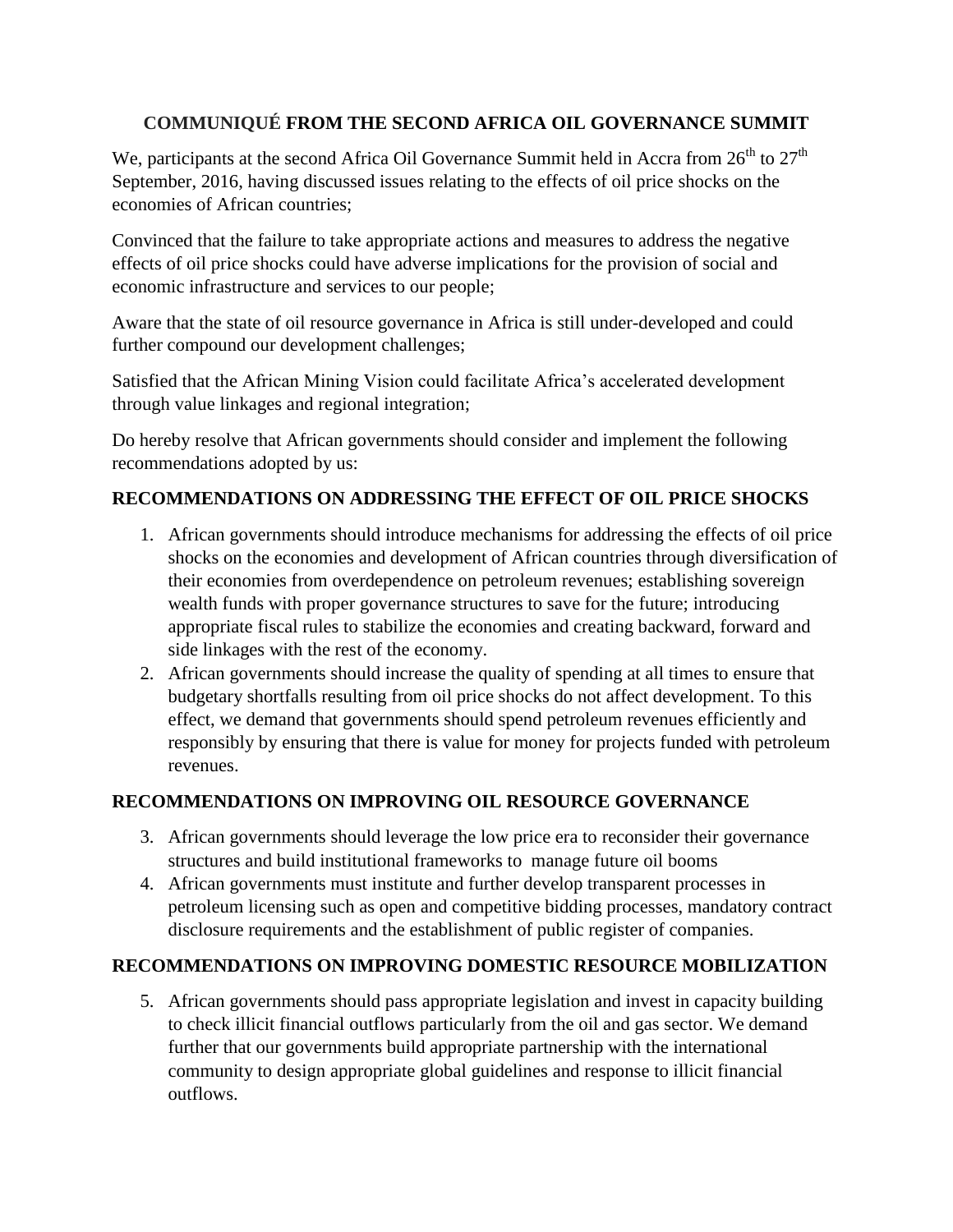# COMMUNIQUÉ FROM THE SECOND AFRICA OIL GOVERNANCE SUMMIT

We, participants at the second Africa Oil Governance Summit held in Accra from 26th to 27th September, 2016, having discussed issues relating to the effects of oil price shocks on the economies of African countries;

Convinced that the failure to take appropriate actions and measures to address the negative effects of oil price shocks could have adverse implications for the provision of social and economic infrastructure and services to our people;

Aware that the state of oil resource governance in Africa is still under-developed and could further compound our development challenges;

Satisfied that the African Mining Vision could facilitate Africa's accelerated development through value linkages and regional integration;

Do hereby resolve that African governments should consider and implement the following recommendations adopted by us:

## RECOMMENDATIONS ON ADDRESSING THE EFFECT OF OIL PRICE SHOCKS

1. African governments should introduce mechanisms for addressing the effects of oil price shocks on the economies and development of African countries through diversification of their economies from overdependence on petroleum revenues; establishing sovereign wealth funds with proper governance structures to save for the future; introducing appropriate fiscal rules to stabilize the economies and creating backward, forward and side linkages with the rest of the economy.
2. African governments should increase the quality of spending at all times to ensure that budgetary shortfalls resulting from oil price shocks do not affect development. To this effect, we demand that governments should spend petroleum revenues efficiently and responsibly by ensuring that there is value for money for projects funded with petroleum revenues.

## RECOMMENDATIONS ON IMPROVING OIL RESOURCE GOVERNANCE

3. African governments should leverage the low price era to reconsider their governance structures and build institutional frameworks to manage future oil booms
4. African governments must institute and further develop transparent processes in petroleum licensing such as open and competitive bidding processes, mandatory contract disclosure requirements and the establishment of public register of companies.

## RECOMMENDATIONS ON IMPROVING DOMESTIC RESOURCE MOBILIZATION

5. African governments should pass appropriate legislation and invest in capacity building to check illicit financial outflows particularly from the oil and gas sector. We demand further that our governments build appropriate partnership with the international community to design appropriate global guidelines and response to illicit financial outflows.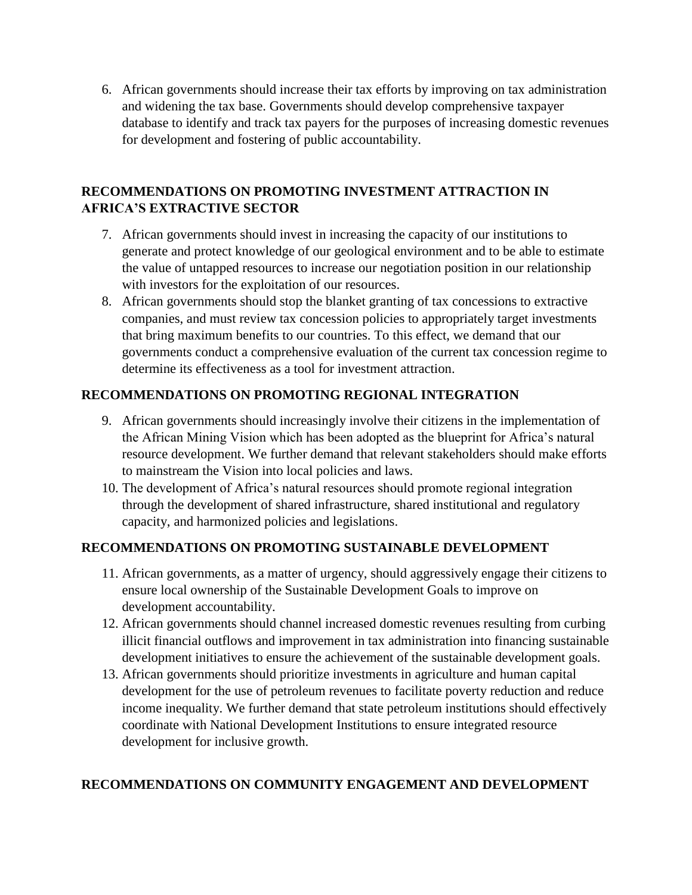6. African governments should increase their tax efforts by improving on tax administration and widening the tax base. Governments should develop comprehensive taxpayer database to identify and track tax payers for the purposes of increasing domestic revenues for development and fostering of public accountability.

## RECOMMENDATIONS ON PROMOTING INVESTMENT ATTRACTION IN AFRICA'S EXTRACTIVE SECTOR

7. African governments should invest in increasing the capacity of our institutions to generate and protect knowledge of our geological environment and to be able to estimate the value of untapped resources to increase our negotiation position in our relationship with investors for the exploitation of our resources.
8. African governments should stop the blanket granting of tax concessions to extractive companies, and must review tax concession policies to appropriately target investments that bring maximum benefits to our countries. To this effect, we demand that our governments conduct a comprehensive evaluation of the current tax concession regime to determine its effectiveness as a tool for investment attraction.

## RECOMMENDATIONS ON PROMOTING REGIONAL INTEGRATION

9. African governments should increasingly involve their citizens in the implementation of the African Mining Vision which has been adopted as the blueprint for Africa's natural resource development. We further demand that relevant stakeholders should make efforts to mainstream the Vision into local policies and laws.
10. The development of Africa's natural resources should promote regional integration through the development of shared infrastructure, shared institutional and regulatory capacity, and harmonized policies and legislations.

## RECOMMENDATIONS ON PROMOTING SUSTAINABLE DEVELOPMENT

11. African governments, as a matter of urgency, should aggressively engage their citizens to ensure local ownership of the Sustainable Development Goals to improve on development accountability.
12. African governments should channel increased domestic revenues resulting from curbing illicit financial outflows and improvement in tax administration into financing sustainable development initiatives to ensure the achievement of the sustainable development goals.
13. African governments should prioritize investments in agriculture and human capital development for the use of petroleum revenues to facilitate poverty reduction and reduce income inequality. We further demand that state petroleum institutions should effectively coordinate with National Development Institutions to ensure integrated resource development for inclusive growth.

## RECOMMENDATIONS ON COMMUNITY ENGAGEMENT AND DEVELOPMENT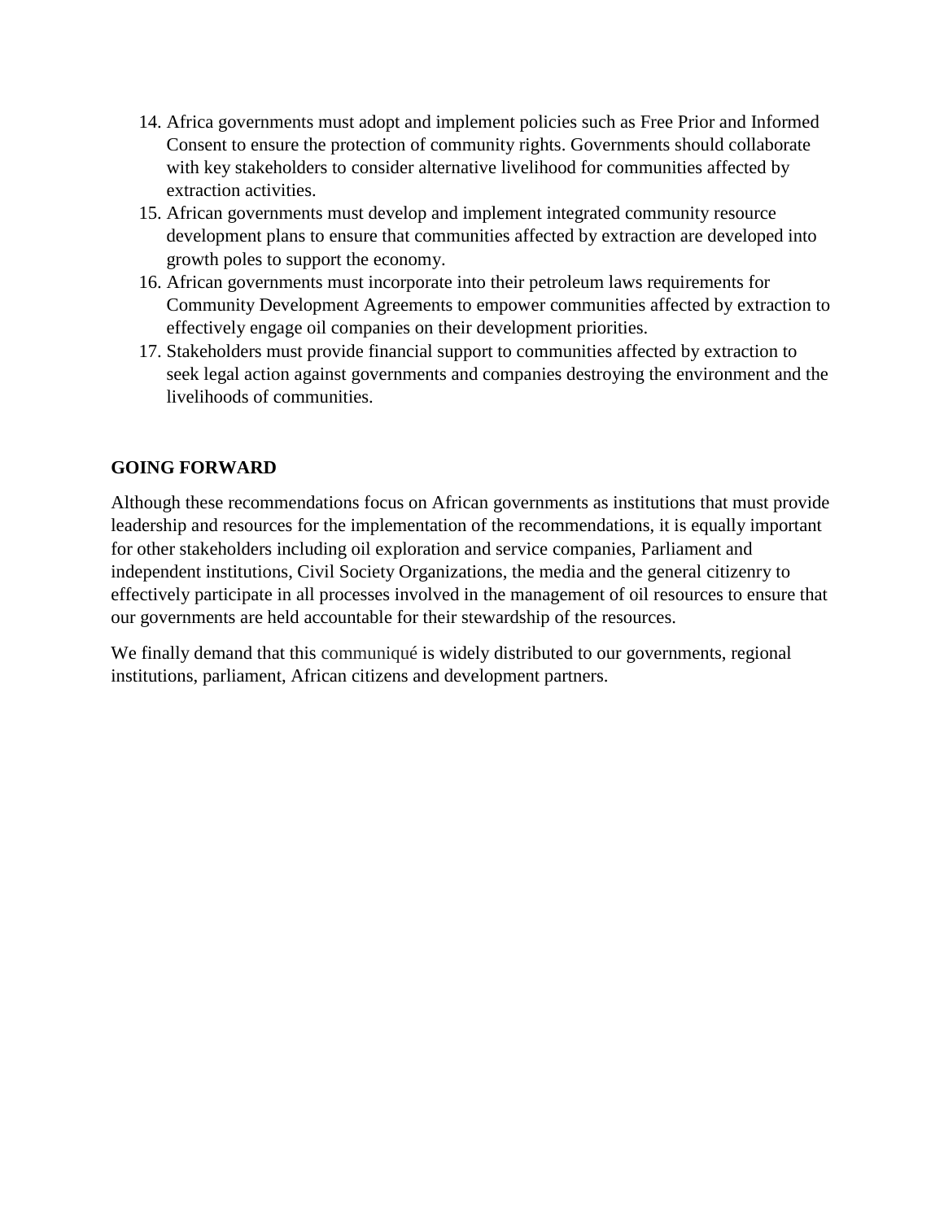14. Africa governments must adopt and implement policies such as Free Prior and Informed Consent to ensure the protection of community rights. Governments should collaborate with key stakeholders to consider alternative livelihood for communities affected by extraction activities.
15. African governments must develop and implement integrated community resource development plans to ensure that communities affected by extraction are developed into growth poles to support the economy.
16. African governments must incorporate into their petroleum laws requirements for Community Development Agreements to empower communities affected by extraction to effectively engage oil companies on their development priorities.
17. Stakeholders must provide financial support to communities affected by extraction to seek legal action against governments and companies destroying the environment and the livelihoods of communities.

**GOING FORWARD**

Although these recommendations focus on African governments as institutions that must provide leadership and resources for the implementation of the recommendations, it is equally important for other stakeholders including oil exploration and service companies, Parliament and independent institutions, Civil Society Organizations, the media and the general citizenry to effectively participate in all processes involved in the management of oil resources to ensure that our governments are held accountable for their stewardship of the resources.

We finally demand that this communiqué is widely distributed to our governments, regional institutions, parliament, African citizens and development partners.